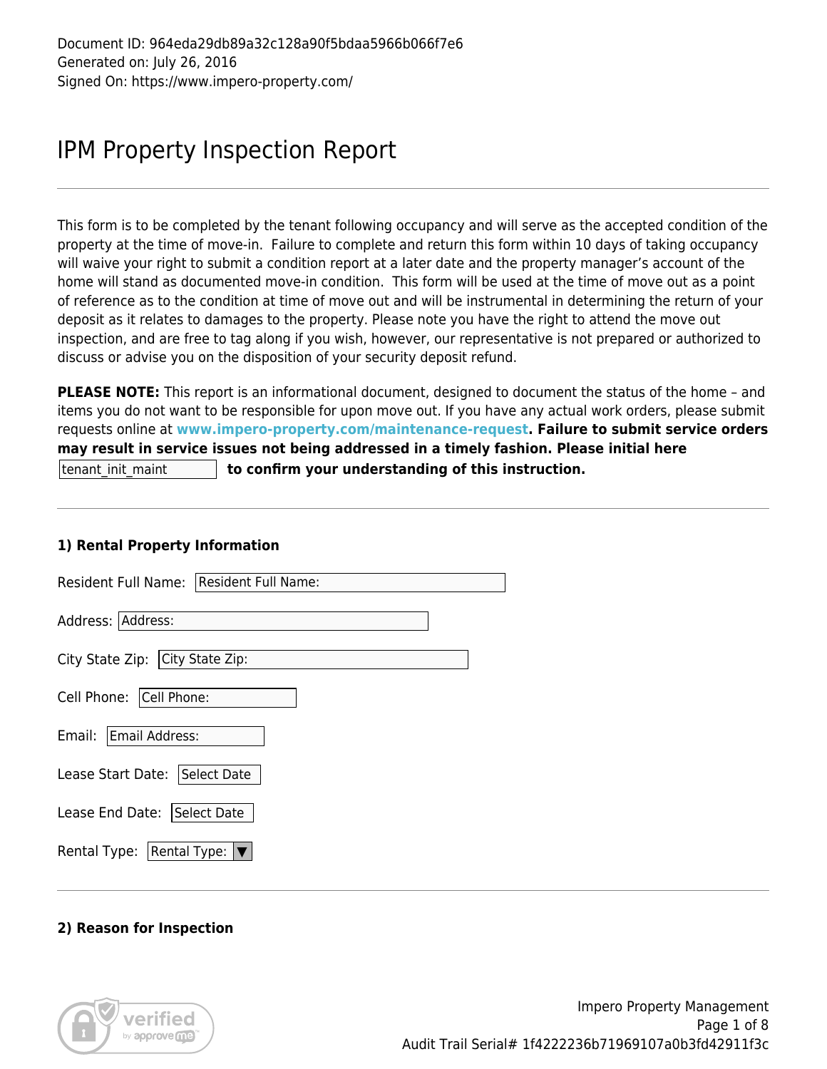Document ID: 964eda29db89a32c128a90f5bdaa5966b066f7e6
Generated on: July 26, 2016
Signed On: https://www.impero-property.com/

# IPM Property Inspection Report

This form is to be completed by the tenant following occupancy and will serve as the accepted condition of the property at the time of move-in. Failure to complete and return this form within 10 days of taking occupancy will waive your right to submit a condition report at a later date and the property manager's account of the home will stand as documented move-in condition. This form will be used at the time of move out as a point of reference as to the condition at time of move out and will be instrumental in determining the return of your deposit as it relates to damages to the property. Please note you have the right to attend the move out inspection, and are free to tag along if you wish, however, our representative is not prepared or authorized to discuss or advise you on the disposition of your security deposit refund.

**PLEASE NOTE:** This report is an informational document, designed to document the status of the home – and items you do not want to be responsible for upon move out. If you have any actual work orders, please submit requests online at **www.impero-property.com/maintenance-request**. **Failure to submit service orders may result in service issues not being addressed in a timely fashion. Please initial here** [tenant_init_maint] **to confirm your understanding of this instruction.**

### 1) Rental Property Information

Resident Full Name: [Resident Full Name:]

Address: [Address:]

City State Zip: [City State Zip:]

Cell Phone: [Cell Phone:]

Email: [Email Address:]

Lease Start Date: [Select Date]

Lease End Date: [Select Date]

Rental Type: [Rental Type: ▼]

### 2) Reason for Inspection

Impero Property Management

Audit Trail Serial# 1f4222236b71969107a0b3fd42911f3c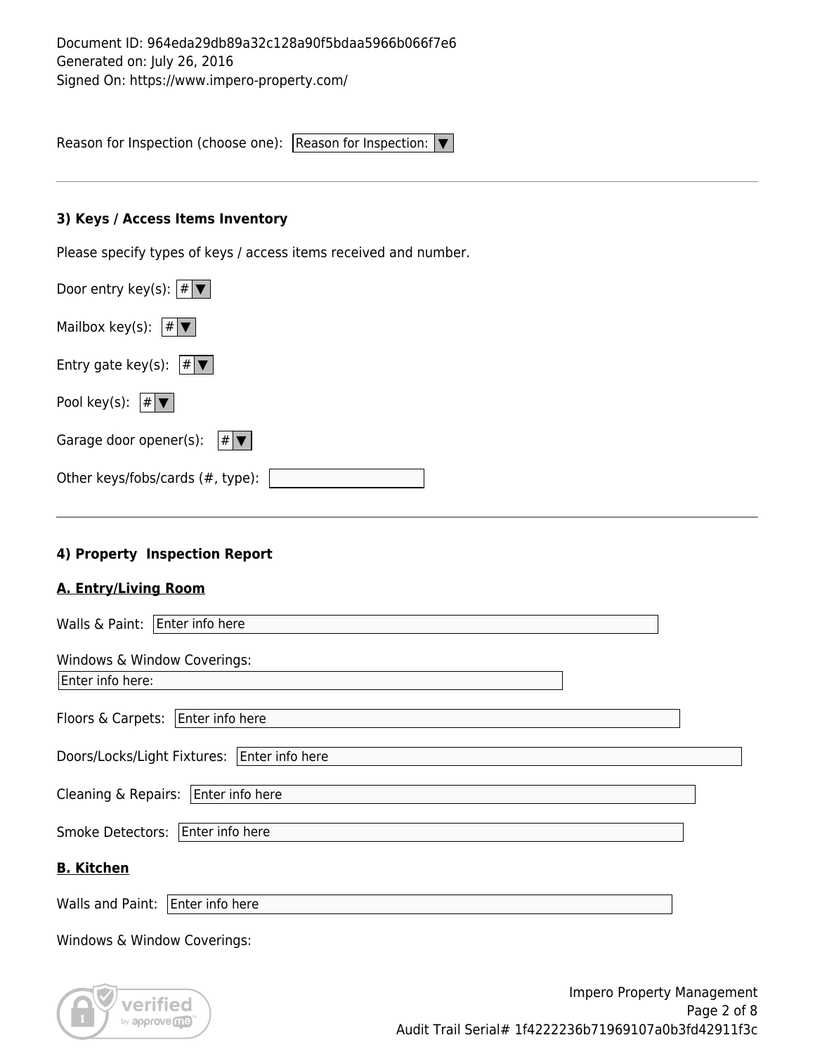Document ID: 964eda29db89a32c128a90f5bdaa5966b066f7e6
Generated on: July 26, 2016
Signed On: https://www.impero-property.com/

Reason for Inspection (choose one): Reason for Inspection: ▼

---

**3) Keys / Access Items Inventory**

Please specify types of keys / access items received and number.

Door entry key(s): # ▼

Mailbox key(s): # ▼

Entry gate key(s): # ▼

Pool key(s): # ▼

Garage door opener(s): # ▼

Other keys/fobs/cards (#, type):

---

**4) Property Inspection Report**

**A. Entry/Living Room**

Walls & Paint: Enter info here

Windows & Window Coverings:
Enter info here:

Floors & Carpets: Enter info here

Doors/Locks/Light Fixtures: Enter info here

Cleaning & Repairs: Enter info here

Smoke Detectors: Enter info here

**B. Kitchen**

Walls and Paint: Enter info here

Windows & Window Coverings: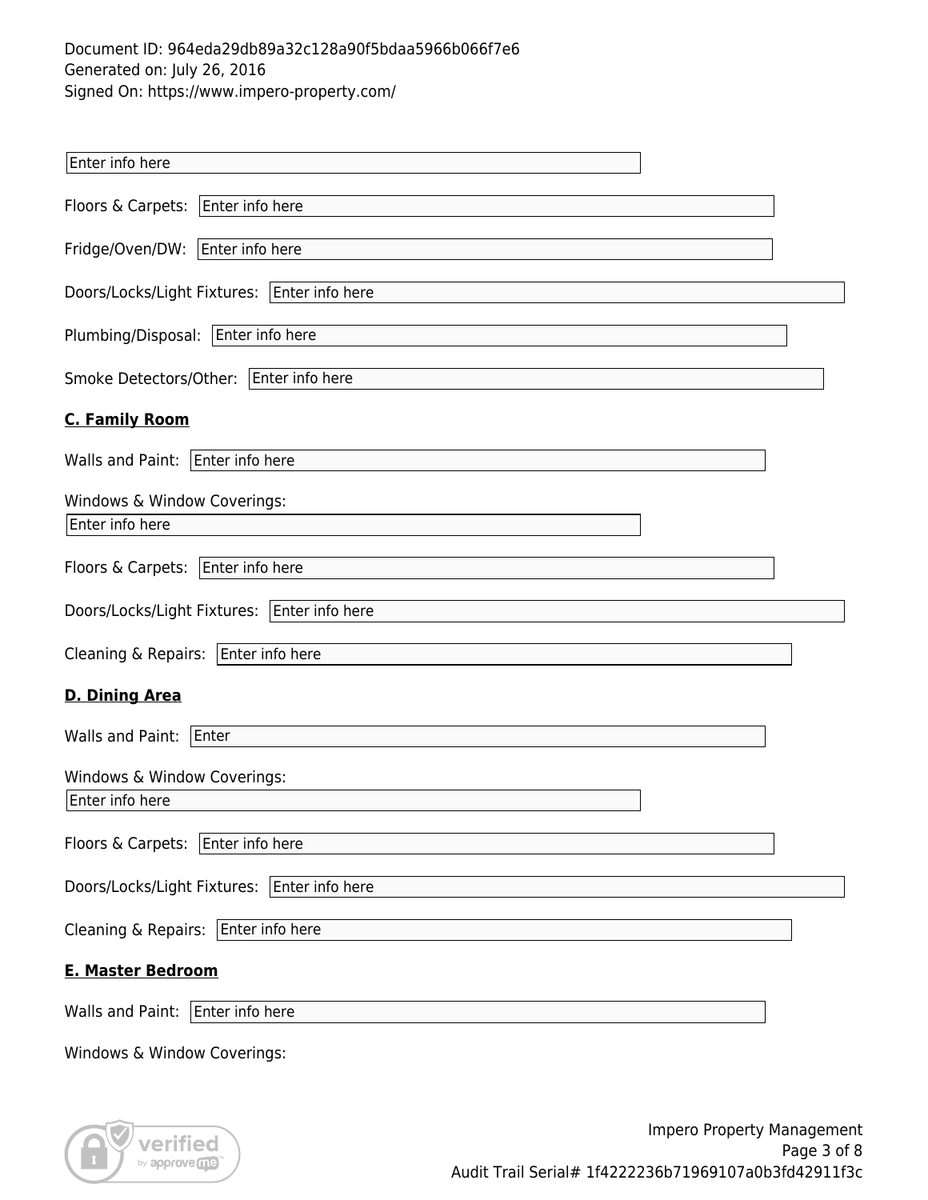Enter info here

Floors & Carpets: Enter info here

Fridge/Oven/DW: Enter info here

Doors/Locks/Light Fixtures: Enter info here

Plumbing/Disposal: Enter info here

Smoke Detectors/Other: Enter info here

**C. Family Room**

Walls and Paint: Enter info here

Windows & Window Coverings:
Enter info here

Floors & Carpets: Enter info here

Doors/Locks/Light Fixtures: Enter info here

Cleaning & Repairs: Enter info here

**D. Dining Area**

Walls and Paint: Enter

Windows & Window Coverings:
Enter info here

Floors & Carpets: Enter info here

Doors/Locks/Light Fixtures: Enter info here

Cleaning & Repairs: Enter info here

**E. Master Bedroom**

Walls and Paint: Enter info here

Windows & Window Coverings: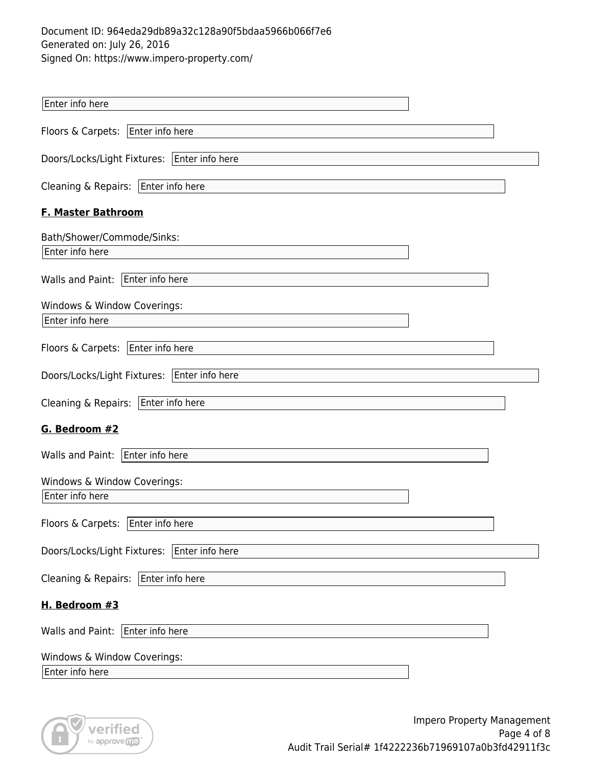Enter info here

Floors & Carpets: Enter info here

Doors/Locks/Light Fixtures: Enter info here

Cleaning & Repairs: Enter info here

**F. Master Bathroom**

Bath/Shower/Commode/Sinks:
Enter info here

Walls and Paint: Enter info here

Windows & Window Coverings:
Enter info here

Floors & Carpets: Enter info here

Doors/Locks/Light Fixtures: Enter info here

Cleaning & Repairs: Enter info here

**G. Bedroom #2**

Walls and Paint: Enter info here

Windows & Window Coverings:
Enter info here

Floors & Carpets: Enter info here

Doors/Locks/Light Fixtures: Enter info here

Cleaning & Repairs: Enter info here

**H. Bedroom #3**

Walls and Paint: Enter info here

Windows & Window Coverings:
Enter info here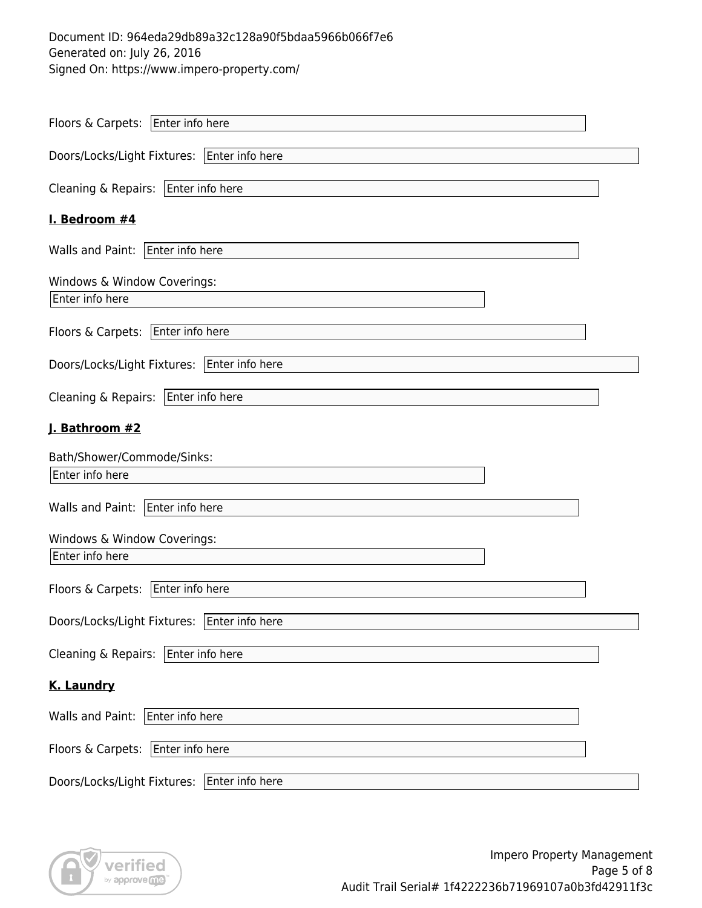Document ID: 964eda29db89a32c128a90f5bdaa5966b066f7e6
Generated on: July 26, 2016
Signed On: https://www.impero-property.com/

Floors & Carpets: Enter info here

Doors/Locks/Light Fixtures: Enter info here

Cleaning & Repairs: Enter info here

**I. Bedroom #4**

Walls and Paint: Enter info here

Windows & Window Coverings:
Enter info here

Floors & Carpets: Enter info here

Doors/Locks/Light Fixtures: Enter info here

Cleaning & Repairs: Enter info here

**J. Bathroom #2**

Bath/Shower/Commode/Sinks:
Enter info here

Walls and Paint: Enter info here

Windows & Window Coverings:
Enter info here

Floors & Carpets: Enter info here

Doors/Locks/Light Fixtures: Enter info here

Cleaning & Repairs: Enter info here

**K. Laundry**

Walls and Paint: Enter info here

Floors & Carpets: Enter info here

Doors/Locks/Light Fixtures: Enter info here

Impero Property Management
Audit Trail Serial# 1f4222236b71969107a0b3fd42911f3c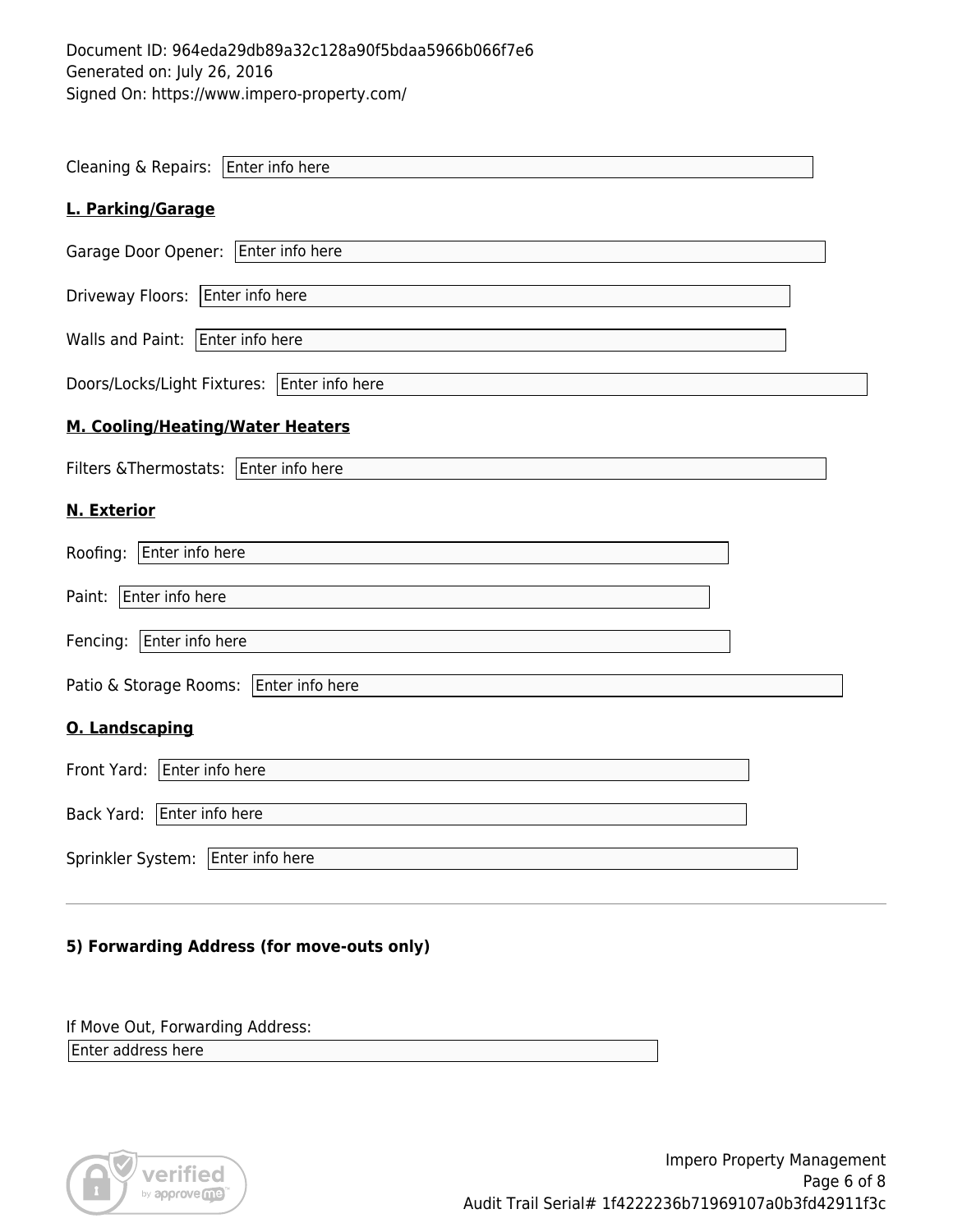Document ID: 964eda29db89a32c128a90f5bdaa5966b066f7e6
Generated on: July 26, 2016
Signed On: https://www.impero-property.com/

Cleaning & Repairs: Enter info here

**L. Parking/Garage**

Garage Door Opener: Enter info here

Driveway Floors: Enter info here

Walls and Paint: Enter info here

Doors/Locks/Light Fixtures: Enter info here

**M. Cooling/Heating/Water Heaters**

Filters &Thermostats: Enter info here

**N. Exterior**

Roofing: Enter info here

Paint: Enter info here

Fencing: Enter info here

Patio & Storage Rooms: Enter info here

**O. Landscaping**

Front Yard: Enter info here

Back Yard: Enter info here

Sprinkler System: Enter info here

---

**5) Forwarding Address (for move-outs only)**

If Move Out, Forwarding Address:
Enter address here

Impero Property Management
Audit Trail Serial# 1f4222236b71969107a0b3fd42911f3c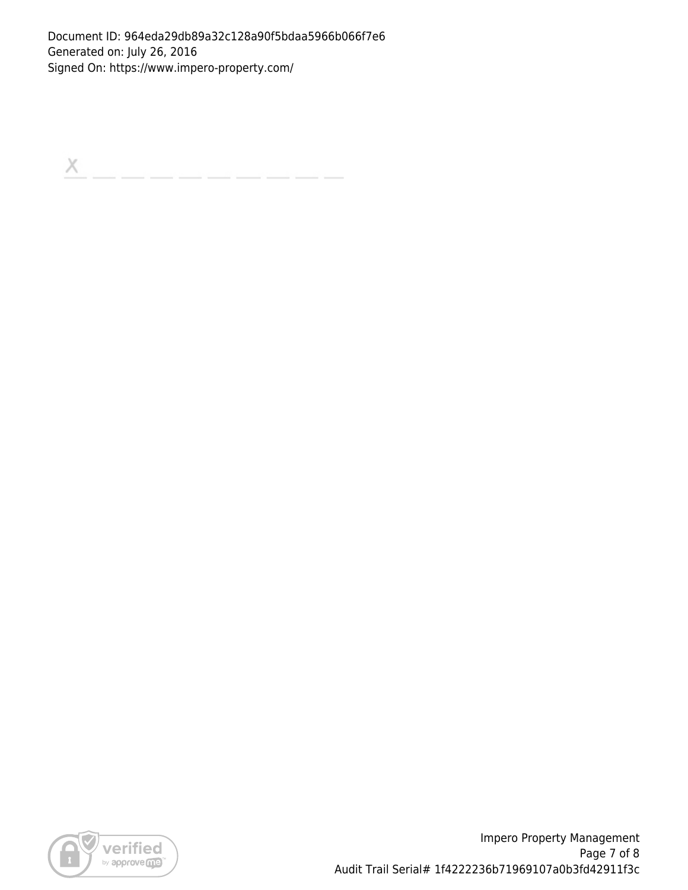X \_\_\_\_\_\_\_\_\_\_\_\_\_\_\_\_\_\_\_\_\_\_\_\_\_\_\_\_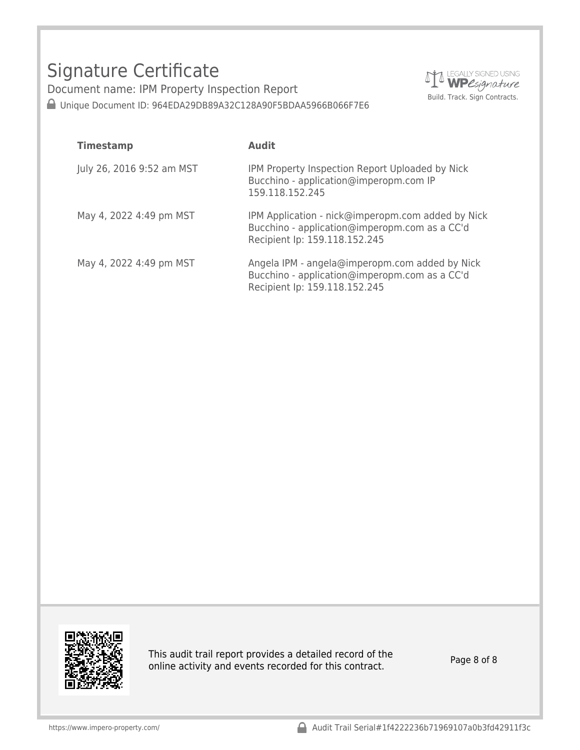# Signature Certificate

Document name: IPM Property Inspection Report

Unique Document ID: 964EDA29DB89A32C128A90F5BDAA5966B066F7E6

LEGALLY SIGNED USING WPesignature

Build. Track. Sign Contracts.

| Timestamp | Audit |
| --- | --- |
| July 26, 2016 9:52 am MST | IPM Property Inspection Report Uploaded by Nick Bucchino - application@imperopm.com IP 159.118.152.245 |
| May 4, 2022 4:49 pm MST | IPM Application - nick@imperopm.com added by Nick Bucchino - application@imperopm.com as a CC'd Recipient Ip: 159.118.152.245 |
| May 4, 2022 4:49 pm MST | Angela IPM - angela@imperopm.com added by Nick Bucchino - application@imperopm.com as a CC'd Recipient Ip: 159.118.152.245 |

This audit trail report provides a detailed record of the online activity and events recorded for this contract.

https://www.impero-property.com/

Audit Trail Serial#1f4222236b71969107a0b3fd42911f3c